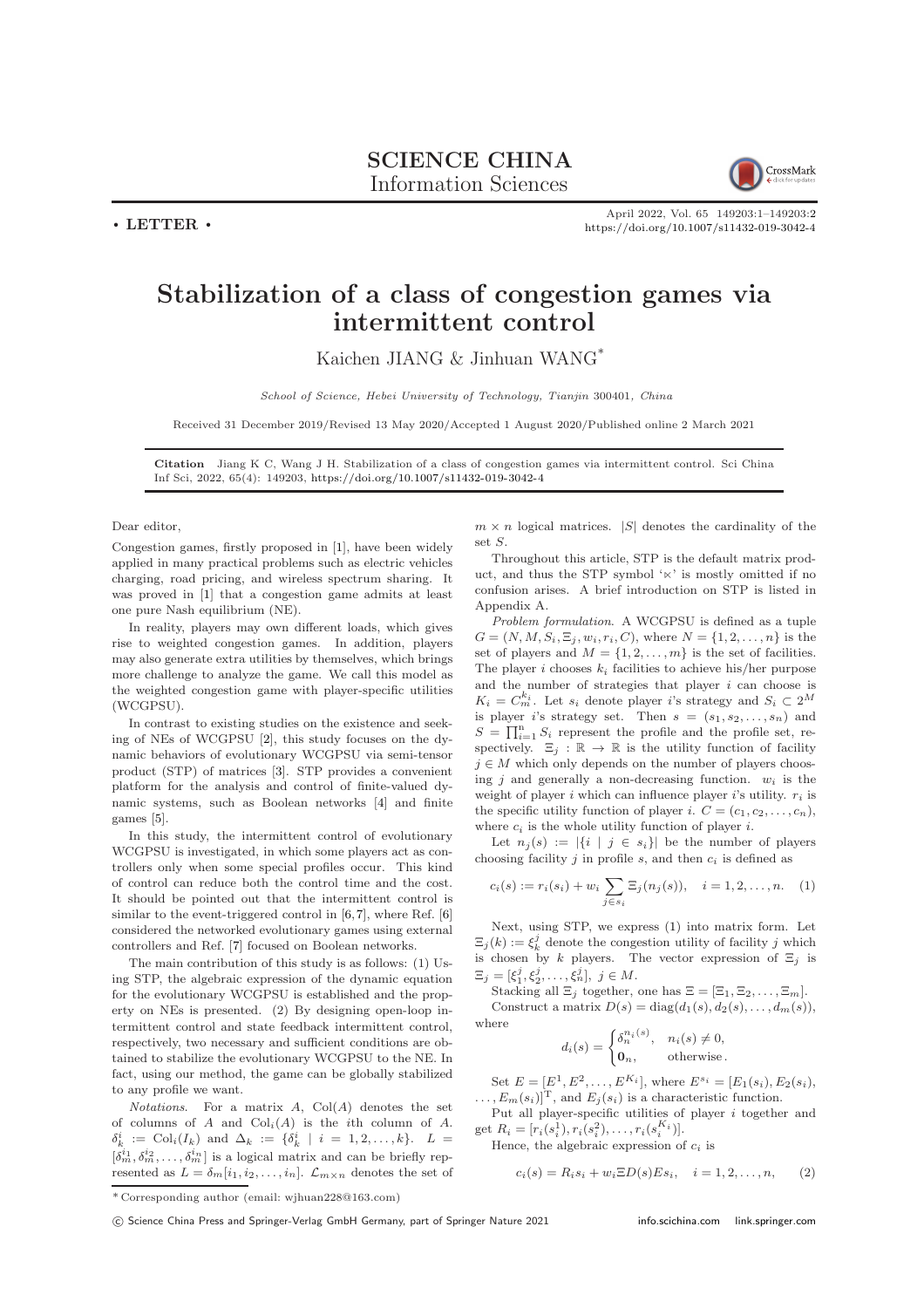SCIENCE CHINA
Information Sciences

• LETTER •

April 2022, Vol. 65 149203:1–149203:2
https://doi.org/10.1007/s11432-019-3042-4

# Stabilization of a class of congestion games via intermittent control

Kaichen JIANG & Jinhuan WANG*

*School of Science, Hebei University of Technology, Tianjin 300401, China*

Received 31 December 2019/Revised 13 May 2020/Accepted 1 August 2020/Published online 2 March 2021

**Citation** Jiang K C, Wang J H. Stabilization of a class of congestion games via intermittent control. Sci China Inf Sci, 2022, 65(4): 149203, https://doi.org/10.1007/s11432-019-3042-4

Dear editor,

Congestion games, firstly proposed in [1], have been widely applied in many practical problems such as electric vehicles charging, road pricing, and wireless spectrum sharing. It was proved in [1] that a congestion game admits at least one pure Nash equilibrium (NE).

In reality, players may own different loads, which gives rise to weighted congestion games. In addition, players may also generate extra utilities by themselves, which brings more challenge to analyze the game. We call this model as the weighted congestion game with player-specific utilities (WCGPSU).

In contrast to existing studies on the existence and seeking of NEs of WCGPSU [2], this study focuses on the dynamic behaviors of evolutionary WCGPSU via semi-tensor product (STP) of matrices [3]. STP provides a convenient platform for the analysis and control of finite-valued dynamic systems, such as Boolean networks [4] and finite games [5].

In this study, the intermittent control of evolutionary WCGPSU is investigated, in which some players act as controllers only when some special profiles occur. This kind of control can reduce both the control time and the cost. It should be pointed out that the intermittent control is similar to the event-triggered control in [6,7], where Ref. [6] considered the networked evolutionary games using external controllers and Ref. [7] focused on Boolean networks.

The main contribution of this study is as follows: (1) Using STP, the algebraic expression of the dynamic equation for the evolutionary WCGPSU is established and the property on NEs is presented. (2) By designing open-loop intermittent control and state feedback intermittent control, respectively, two necessary and sufficient conditions are obtained to stabilize the evolutionary WCGPSU to the NE. In fact, using our method, the game can be globally stabilized to any profile we want.

*Notations.* For a matrix $A$, $\mathrm{Col}(A)$ denotes the set of columns of $A$ and $\mathrm{Col}_i(A)$ is the $i$th column of $A$. $\delta_k^i := \mathrm{Col}_i(I_k)$ and $\Delta_k := \{\delta_k^i \mid i = 1, 2, \ldots, k\}$. $L = [\delta_m^{i_1}, \delta_m^{i_2}, \ldots, \delta_m^{i_n}]$ is a logical matrix and can be briefly represented as $L = \delta_m[i_1, i_2, \ldots, i_n]$. $\mathcal{L}_{m\times n}$ denotes the set of $m \times n$ logical matrices. $|S|$ denotes the cardinality of the set $S$.

Throughout this article, STP is the default matrix product, and thus the STP symbol '$\ltimes$' is mostly omitted if no confusion arises. A brief introduction on STP is listed in Appendix A.

*Problem formulation.* A WCGPSU is defined as a tuple $G = (N, M, S_i, \Xi_j, w_i, r_i, C)$, where $N = \{1, 2, \ldots, n\}$ is the set of players and $M = \{1, 2, \ldots, m\}$ is the set of facilities. The player $i$ chooses $k_i$ facilities to achieve his/her purpose and the number of strategies that player $i$ can choose is $K_i = C_m^{k_i}$. Let $s_i$ denote player $i$'s strategy and $S_i \subset 2^M$ is player $i$'s strategy set. Then $s = (s_1, s_2, \ldots, s_n)$ and $S = \prod_{i=1}^n S_i$ represent the profile and the profile set, respectively. $\Xi_j : \mathbb{R} \to \mathbb{R}$ is the utility function of facility $j \in M$ which only depends on the number of players choosing $j$ and generally a non-decreasing function. $w_i$ is the weight of player $i$ which can influence player $i$'s utility. $r_i$ is the specific utility function of player $i$. $C = (c_1, c_2, \ldots, c_n)$, where $c_i$ is the whole utility function of player $i$.

Let $n_j(s) := |\{i \mid j \in s_i\}|$ be the number of players choosing facility $j$ in profile $s$, and then $c_i$ is defined as

$$c_i(s) := r_i(s_i) + w_i \sum_{j\in s_i} \Xi_j(n_j(s)), \quad i = 1, 2, \ldots, n. \quad (1)$$

Next, using STP, we express (1) into matrix form. Let $\Xi_j(k) := \xi_k^j$ denote the congestion utility of facility $j$ which is chosen by $k$ players. The vector expression of $\Xi_j$ is $\Xi_j = [\xi_1^j, \xi_2^j, \ldots, \xi_n^j]$, $j \in M$.

Stacking all $\Xi_j$ together, one has $\Xi = [\Xi_1, \Xi_2, \ldots, \Xi_m]$.

Construct a matrix $D(s) = \mathrm{diag}(d_1(s), d_2(s), \ldots, d_m(s))$, where

$$d_i(s) = \begin{cases} \delta_n^{n_i(s)}, & n_i(s) \neq 0, \\ \mathbf{0}_n, & \text{otherwise}. \end{cases}$$

Set $E = [E^1, E^2, \ldots, E^{K_i}]$, where $E^{s_i} = [E_1(s_i), E_2(s_i), \ldots, E_m(s_i)]^{\mathrm{T}}$, and $E_j(s_i)$ is a characteristic function.

Put all player-specific utilities of player $i$ together and get $R_i = [r_i(s_i^1), r_i(s_i^2), \ldots, r_i(s_i^{K_i})]$.

Hence, the algebraic expression of $c_i$ is

$$c_i(s) = R_i s_i + w_i \Xi D(s) E s_i, \quad i = 1, 2, \ldots, n, \quad (2)$$

* Corresponding author (email: wjhuan228@163.com)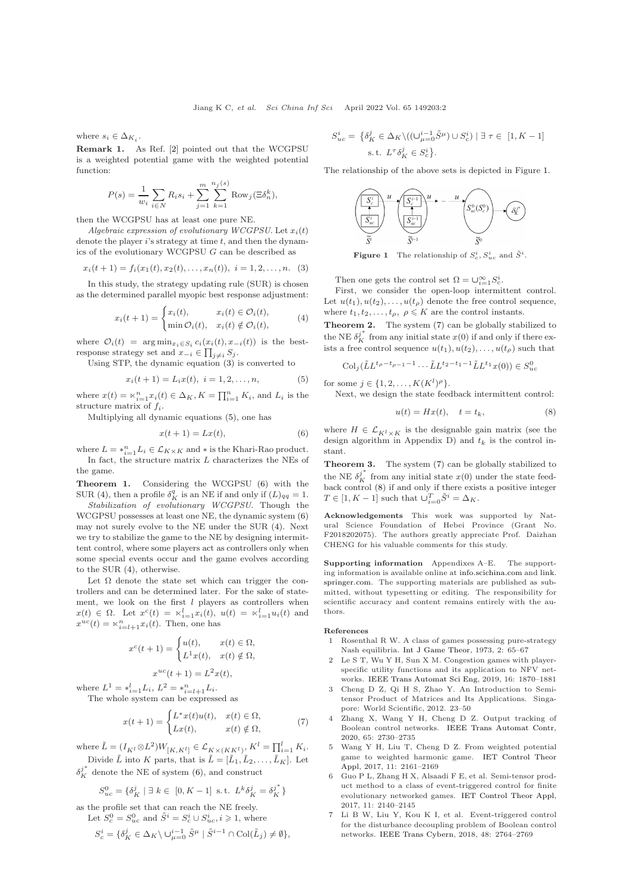where $s_i \in \Delta_{K_i}$.

**Remark 1.** As Ref. [2] pointed out that the WCGPSU is a weighted potential game with the weighted potential function:

$$P(s) = \frac{1}{w_i}\sum_{i\in N} R_i s_i + \sum_{j=1}^{m}\sum_{k=1}^{n_j(s)} \mathrm{Row}_j(\Xi\delta_n^k),$$

then the WCGPSU has at least one pure NE.

*Algebraic expression of evolutionary WCGPSU.* Let $x_i(t)$ denote the player $i$'s strategy at time $t$, and then the dynamics of the evolutionary WCGPSU $G$ can be described as

$$x_i(t+1) = f_i(x_1(t), x_2(t), \ldots, x_n(t)),\ i = 1, 2, \ldots, n. \quad (3)$$

In this study, the strategy updating rule (SUR) is chosen as the determined parallel myopic best response adjustment:

$$x_i(t+1) = \begin{cases} x_i(t), & x_i(t) \in \mathcal{O}_i(t), \\ \min \mathcal{O}_i(t), & x_i(t) \notin \mathcal{O}_i(t), \end{cases} \quad (4)$$

where $\mathcal{O}_i(t) = \arg\min_{x_i\in S_i} c_i(x_i(t), x_{-i}(t))$ is the best-response strategy set and $x_{-i} \in \prod_{j\neq i} S_j$.

Using STP, the dynamic equation (3) is converted to

$$x_i(t+1) = L_i x(t),\ i = 1, 2, \ldots, n, \quad (5)$$

where $x(t) = \ltimes_{i=1}^n x_i(t) \in \Delta_K, K = \prod_{i=1}^n K_i$, and $L_i$ is the structure matrix of $f_i$.

Multiplying all dynamic equations (5), one has

$$x(t+1) = Lx(t), \quad (6)$$

where $L = *_{i=1}^n L_i \in \mathcal{L}_{K\times K}$ and $*$ is the Khari-Rao product.

In fact, the structure matrix $L$ characterizes the NEs of the game.

**Theorem 1.** Considering the WCGPSU (6) with the SUR (4), then a profile $\delta_K^q$ is an NE if and only if $(L)_{qq} = 1$.

*Stabilization of evolutionary WCGPSU.* Though the WCGPSU possesses at least one NE, the dynamic system (6) may not surely evolve to the NE under the SUR (4). Next we try to stabilize the game to the NE by designing intermittent control, where some players act as controllers only when some special events occur and the game evolves according to the SUR (4), otherwise.

Let $\Omega$ denote the state set which can trigger the controllers and can be determined later. For the sake of statement, we look on the first $l$ players as controllers when $x(t) \in \Omega$. Let $x^c(t) = \ltimes_{i=1}^l x_i(t)$, $u(t) = \ltimes_{i=1}^l u_i(t)$ and $x^{uc}(t) = \ltimes_{i=l+1}^n x_i(t)$. Then, one has

$$x^c(t+1) = \begin{cases} u(t), & x(t) \in \Omega, \\ L^1 x(t), & x(t) \notin \Omega, \end{cases}$$

$$x^{uc}(t+1) = L^2 x(t),$$

where $L^1 = *_{i=1}^l L_i$, $L^2 = *_{i=l+1}^n L_i$.

The whole system can be expressed as

$$x(t+1) = \begin{cases} L^* x(t) u(t), & x(t) \in \Omega, \\ Lx(t), & x(t) \notin \Omega, \end{cases} \quad (7)$$

where $\tilde{L} = (I_{K^l} \otimes L^2) W_{[K,K^l]} \in \mathcal{L}_{K\times(KK^l)}$, $K^l = \prod_{i=1}^l K_i$.

Divide $\tilde{L}$ into $K$ parts, that is $\tilde{L} = [\tilde{L}_1, \tilde{L}_2, \ldots, \tilde{L}_K]$. Let $\delta_K^{j^*}$ denote the NE of system (6), and construct

$$S_{uc}^0 = \{\delta_K^j \mid \exists\ k \in\ [0, K-1]\ \text{s.t.}\ L^k \delta_K^j = \delta_K^{j^*}\}$$

as the profile set that can reach the NE freely.

Let $S_c^0 = S_{uc}^0$ and $\tilde{S}^i = S_c^i \cup S_{uc}^i, i \geqslant 1$, where

$$S_c^i = \{\delta_K^j \in \Delta_K \backslash \cup_{\mu=0}^{i-1} \tilde{S}^\mu \mid \tilde{S}^{i-1} \cap \mathrm{Col}(\tilde{L}_j) \neq \emptyset\},$$

$$S_{uc}^i = \{\delta_K^j \in \Delta_K \backslash ((\cup_{\mu=0}^{i-1} \tilde{S}^\mu) \cup S_c^i) \mid \exists\ \tau \in\ [1, K-1]\ \text{s.t.}\ L^\tau \delta_K^j \in S_c^i\}.$$

The relationship of the above sets is depicted in Figure 1.

Figure 1 The relationship of $S_c^i$, $S_{uc}^i$ and $\tilde{S}^i$.

Then one gets the control set $\Omega = \cup_{i=1}^\infty S_c^i$.

First, we consider the open-loop intermittent control. Let $u(t_1), u(t_2), \ldots, u(t_\rho)$ denote the free control sequence, where $t_1, t_2, \ldots, t_\rho$, $\rho \leqslant K$ are the control instants.

**Theorem 2.** The system (7) can be globally stabilized to the NE $\delta_K^{j^*}$ from any initial state $x(0)$ if and only if there exists a free control sequence $u(t_1), u(t_2), \ldots, u(t_\rho)$ such that

$$\mathrm{Col}_j(\tilde{L}L^{t_\rho - t_{\rho-1}-1} \cdots \tilde{L}L^{t_2-t_1-1}\tilde{L}L^{t_1}x(0)) \in S_{uc}^0$$

for some $j \in \{1, 2, \ldots, K(K^l)^\rho\}$.

Next, we design the state feedback intermittent control:

$$u(t) = Hx(t), \quad t = t_k, \quad (8)$$

where $H \in \mathcal{L}_{K^l\times K}$ is the designable gain matrix (see the design algorithm in Appendix D) and $t_k$ is the control instant.

**Theorem 3.** The system (7) can be globally stabilized to the NE $\delta_K^{j^*}$ from any initial state $x(0)$ under the state feedback control (8) if and only if there exists a positive integer $T \in [1, K-1]$ such that $\cup_{i=0}^T \tilde{S}^i = \Delta_K$.

**Acknowledgements** This work was supported by Natural Science Foundation of Hebei Province (Grant No. F2018202075). The authors greatly appreciate Prof. Daizhan CHENG for his valuable comments for this study.

**Supporting information** Appendixes A–E. The supporting information is available online at info.scichina.com and link.springer.com. The supporting materials are published as submitted, without typesetting or editing. The responsibility for scientific accuracy and content remains entirely with the authors.

**References**

1. Rosenthal R W. A class of games possessing pure-strategy Nash equilibria. Int J Game Theor, 1973, 2: 65–67
2. Le S T, Wu Y H, Sun X M. Congestion games with player-specific utility functions and its application to NFV networks. IEEE Trans Automat Sci Eng, 2019, 16: 1870–1881
3. Cheng D Z, Qi H S, Zhao Y. An Introduction to Semi-tensor Product of Matrices and Its Applications. Singapore: World Scientific, 2012. 23–50
4. Zhang X, Wang Y H, Cheng D Z. Output tracking of Boolean control networks. IEEE Trans Automat Contr, 2020, 65: 2730–2735
5. Wang Y H, Liu T, Cheng D Z. From weighted potential game to weighted harmonic game. IET Control Theor Appl, 2017, 11: 2161–2169
6. Guo P L, Zhang H X, Alsaadi F E, et al. Semi-tensor product method to a class of event-triggered control for finite evolutionary networked games. IET Control Theor Appl, 2017, 11: 2140–2145
7. Li B W, Liu Y, Kou K I, et al. Event-triggered control for the disturbance decoupling problem of Boolean control networks. IEEE Trans Cybern, 2018, 48: 2764–2769